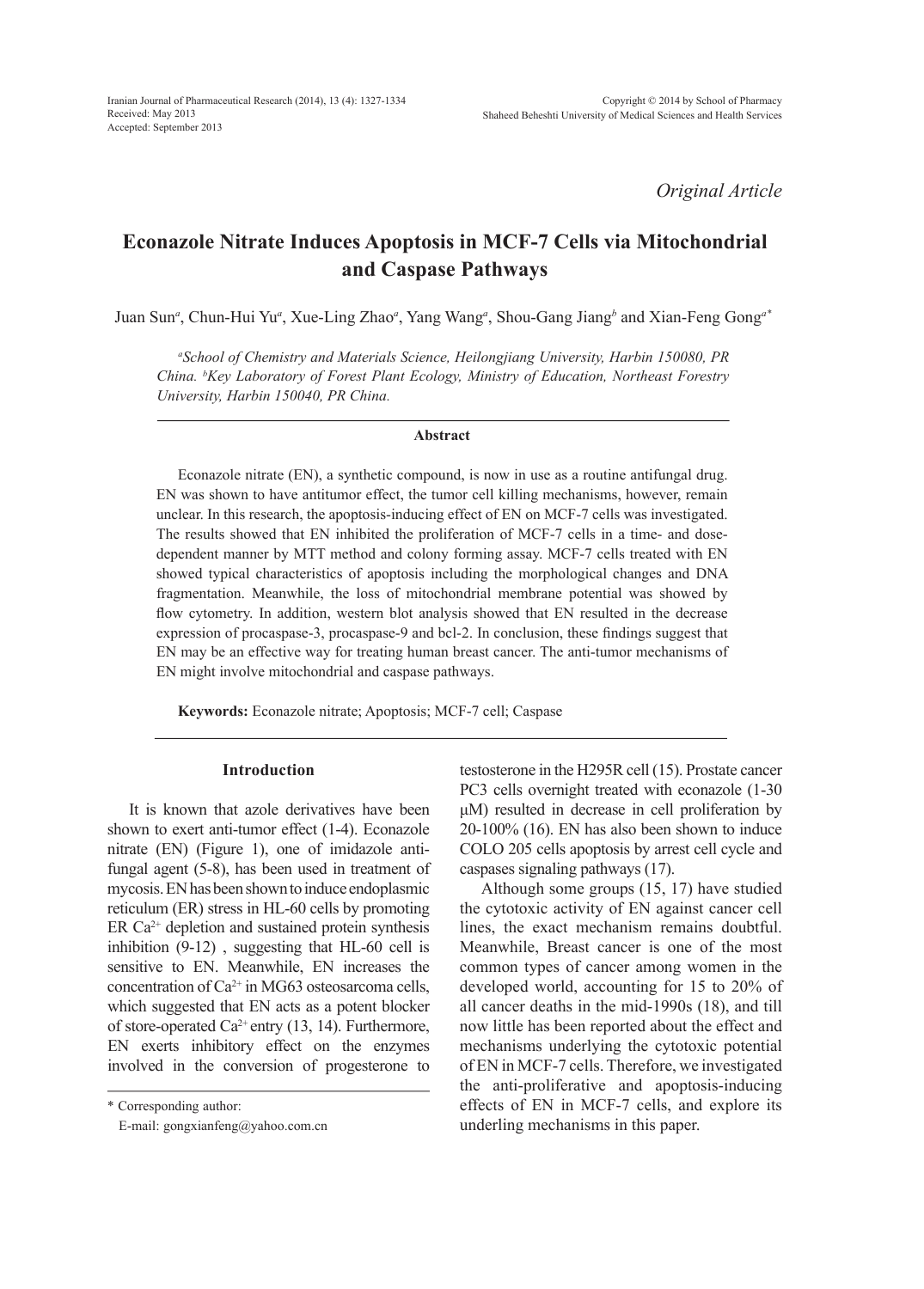*Original Article*

# Econazole Nitrate Induces Apoptosis in MCF-7 Cells via Mitochondrial and Caspase Pathways

Juan Sun[a], Chun-Hui Yu[a], Xue-Ling Zhao[a], Yang Wang[a], Shou-Gang Jiang[b] and Xian-Feng Gong[a*]

[a]*School of Chemistry and Materials Science, Heilongjiang University, Harbin 150080, PR China.* [b]*Key Laboratory of Forest Plant Ecology, Ministry of Education, Northeast Forestry University, Harbin 150040, PR China.*

## Abstract

Econazole nitrate (EN), a synthetic compound, is now in use as a routine antifungal drug. EN was shown to have antitumor effect, the tumor cell killing mechanisms, however, remain unclear. In this research, the apoptosis-inducing effect of EN on MCF-7 cells was investigated. The results showed that EN inhibited the proliferation of MCF-7 cells in a time- and dose-dependent manner by MTT method and colony forming assay. MCF-7 cells treated with EN showed typical characteristics of apoptosis including the morphological changes and DNA fragmentation. Meanwhile, the loss of mitochondrial membrane potential was showed by flow cytometry. In addition, western blot analysis showed that EN resulted in the decrease expression of procaspase-3, procaspase-9 and bcl-2. In conclusion, these findings suggest that EN may be an effective way for treating human breast cancer. The anti-tumor mechanisms of EN might involve mitochondrial and caspase pathways.

**Keywords:** Econazole nitrate; Apoptosis; MCF-7 cell; Caspase

## Introduction

It is known that azole derivatives have been shown to exert anti-tumor effect (1-4). Econazole nitrate (EN) (Figure 1), one of imidazole anti-fungal agent (5-8), has been used in treatment of mycosis. EN has been shown to induce endoplasmic reticulum (ER) stress in HL-60 cells by promoting ER $Ca^{2+}$ depletion and sustained protein synthesis inhibition (9-12) , suggesting that HL-60 cell is sensitive to EN. Meanwhile, EN increases the concentration of $Ca^{2+}$ in MG63 osteosarcoma cells, which suggested that EN acts as a potent blocker of store-operated $Ca^{2+}$ entry (13, 14). Furthermore, EN exerts inhibitory effect on the enzymes involved in the conversion of progesterone to testosterone in the H295R cell (15). Prostate cancer PC3 cells overnight treated with econazole (1-30 μM) resulted in decrease in cell proliferation by 20-100% (16). EN has also been shown to induce COLO 205 cells apoptosis by arrest cell cycle and caspases signaling pathways (17).

Although some groups (15, 17) have studied the cytotoxic activity of EN against cancer cell lines, the exact mechanism remains doubtful. Meanwhile, Breast cancer is one of the most common types of cancer among women in the developed world, accounting for 15 to 20% of all cancer deaths in the mid-1990s (18), and till now little has been reported about the effect and mechanisms underlying the cytotoxic potential of EN in MCF-7 cells. Therefore, we investigated the anti-proliferative and apoptosis-inducing effects of EN in MCF-7 cells, and explore its underling mechanisms in this paper.

\* Corresponding author:
E-mail: gongxianfeng@yahoo.com.cn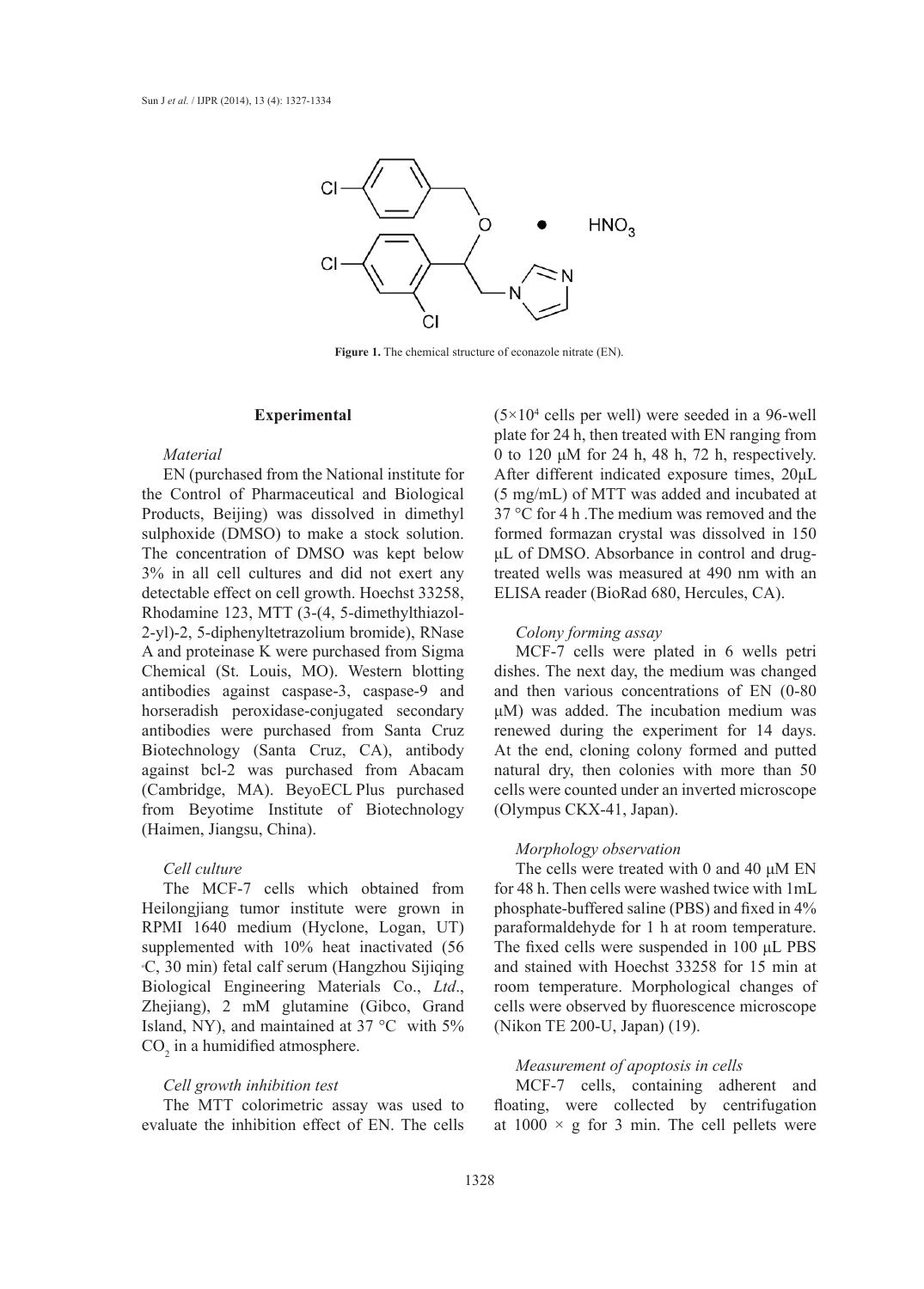Figure 1. The chemical structure of econazole nitrate (EN).

## Experimental

### *Material*

EN (purchased from the National institute for the Control of Pharmaceutical and Biological Products, Beijing) was dissolved in dimethyl sulphoxide (DMSO) to make a stock solution. The concentration of DMSO was kept below 3% in all cell cultures and did not exert any detectable effect on cell growth. Hoechst 33258, Rhodamine 123, MTT (3-(4, 5-dimethylthiazol-2-yl)-2, 5-diphenyltetrazolium bromide), RNase A and proteinase K were purchased from Sigma Chemical (St. Louis, MO). Western blotting antibodies against caspase-3, caspase-9 and horseradish peroxidase-conjugated secondary antibodies were purchased from Santa Cruz Biotechnology (Santa Cruz, CA), antibody against bcl-2 was purchased from Abacam (Cambridge, MA). BeyoECL Plus purchased from Beyotime Institute of Biotechnology (Haimen, Jiangsu, China).

### *Cell culture*

The MCF-7 cells which obtained from Heilongjiang tumor institute were grown in RPMI 1640 medium (Hyclone, Logan, UT) supplemented with 10% heat inactivated (56 °C, 30 min) fetal calf serum (Hangzhou Sijiqing Biological Engineering Materials Co., *Ltd*., Zhejiang), 2 mM glutamine (Gibco, Grand Island, NY), and maintained at 37 °C with 5% $CO_2$ in a humidified atmosphere.

### *Cell growth inhibition test*

The MTT colorimetric assay was used to evaluate the inhibition effect of EN. The cells ($5\times10^4$ cells per well) were seeded in a 96-well plate for 24 h, then treated with EN ranging from 0 to 120 μM for 24 h, 48 h, 72 h, respectively. After different indicated exposure times, 20μL (5 mg/mL) of MTT was added and incubated at 37 °C for 4 h .The medium was removed and the formed formazan crystal was dissolved in 150 μL of DMSO. Absorbance in control and drug-treated wells was measured at 490 nm with an ELISA reader (BioRad 680, Hercules, CA).

### *Colony forming assay*

MCF-7 cells were plated in 6 wells petri dishes. The next day, the medium was changed and then various concentrations of EN (0-80 μM) was added. The incubation medium was renewed during the experiment for 14 days. At the end, cloning colony formed and putted natural dry, then colonies with more than 50 cells were counted under an inverted microscope (Olympus CKX-41, Japan).

### *Morphology observation*

The cells were treated with 0 and 40 μM EN for 48 h. Then cells were washed twice with 1mL phosphate-buffered saline (PBS) and fixed in 4% paraformaldehyde for 1 h at room temperature. The fixed cells were suspended in 100 μL PBS and stained with Hoechst 33258 for 15 min at room temperature. Morphological changes of cells were observed by fluorescence microscope (Nikon TE 200-U, Japan) (19).

### *Measurement of apoptosis in cells*

MCF-7 cells, containing adherent and floating, were collected by centrifugation at 1000 × g for 3 min. The cell pellets were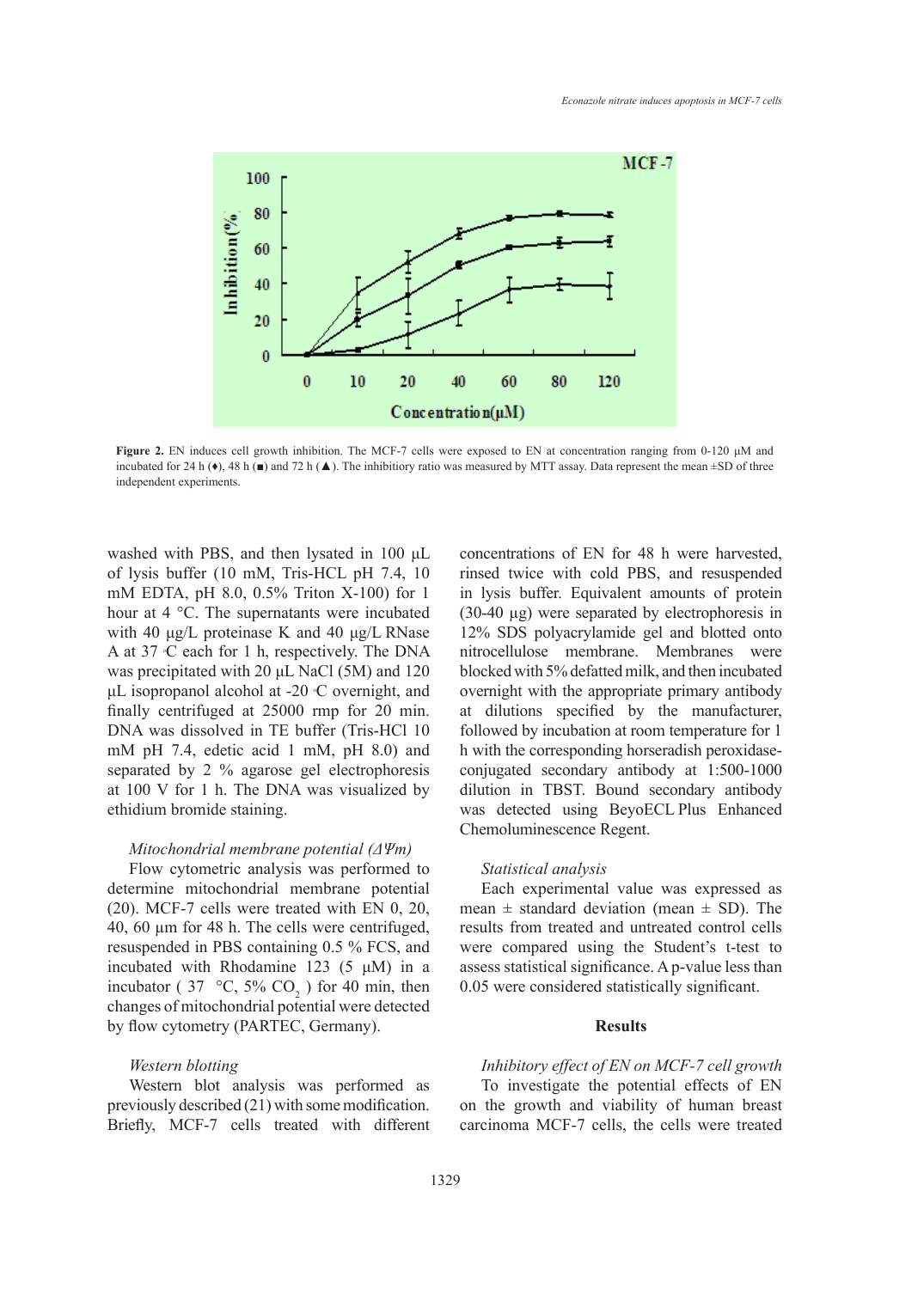**Figure 2.** EN induces cell growth inhibition. The MCF-7 cells were exposed to EN at concentration ranging from 0-120 µM and incubated for 24 h (♦), 48 h (■) and 72 h (▲). The inhibitiory ratio was measured by MTT assay. Data represent the mean ±SD of three independent experiments.

washed with PBS, and then lysated in 100 µL of lysis buffer (10 mM, Tris-HCL pH 7.4, 10 mM EDTA, pH 8.0, 0.5% Triton X-100) for 1 hour at 4 °C. The supernatants were incubated with 40 µg/L proteinase K and 40 µg/L RNase A at 37 °C each for 1 h, respectively. The DNA was precipitated with 20 µL NaCl (5M) and 120 µL isopropanol alcohol at -20 °C overnight, and finally centrifuged at 25000 rmp for 20 min. DNA was dissolved in TE buffer (Tris-HCl 10 mM pH 7.4, edetic acid 1 mM, pH 8.0) and separated by 2 % agarose gel electrophoresis at 100 V for 1 h. The DNA was visualized by ethidium bromide staining.

*Mitochondrial membrane potential (ΔΨm)*

Flow cytometric analysis was performed to determine mitochondrial membrane potential (20). MCF-7 cells were treated with EN 0, 20, 40, 60 µm for 48 h. The cells were centrifuged, resuspended in PBS containing 0.5 % FCS, and incubated with Rhodamine 123 (5 µM) in a incubator ( 37 °C, 5% $CO_2$ ) for 40 min, then changes of mitochondrial potential were detected by flow cytometry (PARTEC, Germany).

*Western blotting*

Western blot analysis was performed as previously described (21) with some modification. Briefly, MCF-7 cells treated with different concentrations of EN for 48 h were harvested, rinsed twice with cold PBS, and resuspended in lysis buffer. Equivalent amounts of protein (30-40 µg) were separated by electrophoresis in 12% SDS polyacrylamide gel and blotted onto nitrocellulose membrane. Membranes were blocked with 5% defatted milk, and then incubated overnight with the appropriate primary antibody at dilutions specified by the manufacturer, followed by incubation at room temperature for 1 h with the corresponding horseradish peroxidase-conjugated secondary antibody at 1:500-1000 dilution in TBST. Bound secondary antibody was detected using BeyoECL Plus Enhanced Chemoluminescence Regent.

*Statistical analysis*

Each experimental value was expressed as mean ± standard deviation (mean ± SD). The results from treated and untreated control cells were compared using the Student's t-test to assess statistical significance. A p-value less than 0.05 were considered statistically significant.

## Results

*Inhibitory effect of EN on MCF-7 cell growth*

To investigate the potential effects of EN on the growth and viability of human breast carcinoma MCF-7 cells, the cells were treated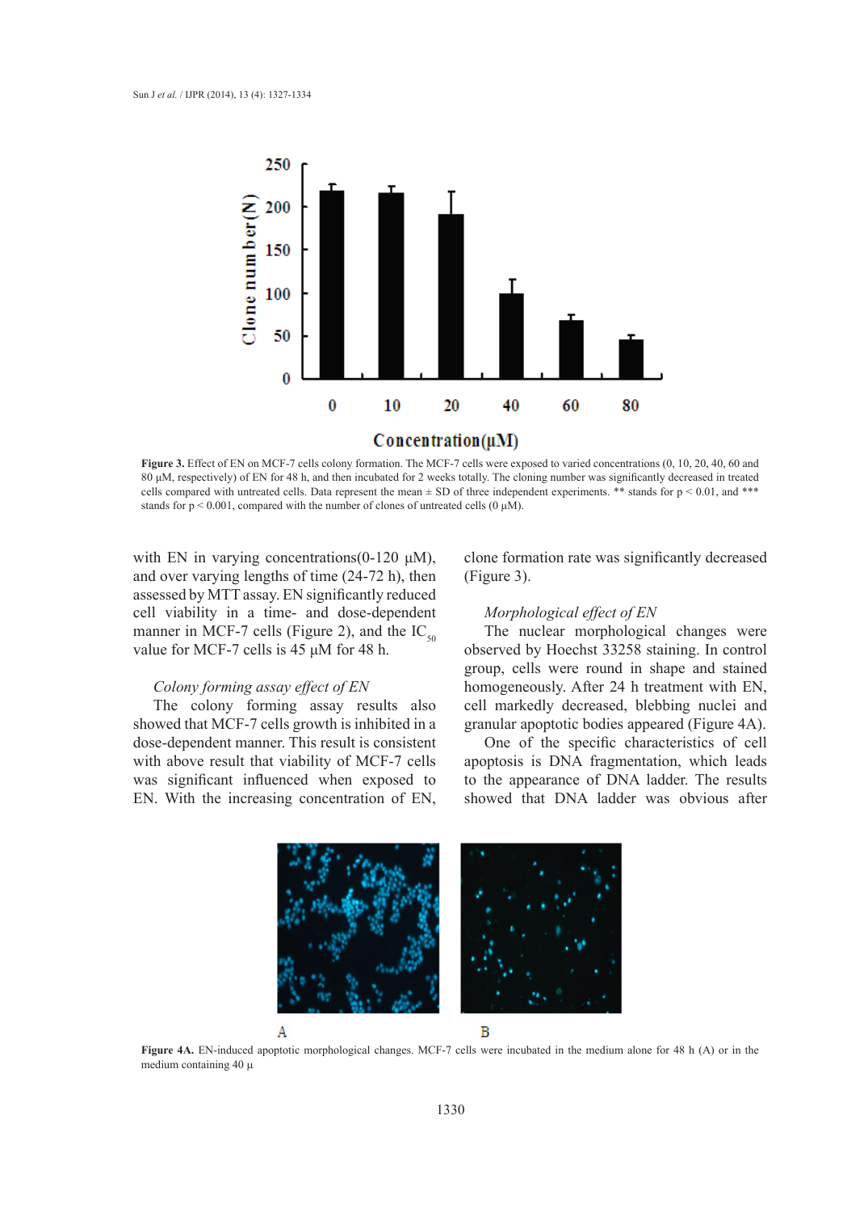Figure 3. Effect of EN on MCF-7 cells colony formation. The MCF-7 cells were exposed to varied concentrations (0, 10, 20, 40, 60 and 80 µM, respectively) of EN for 48 h, and then incubated for 2 weeks totally. The cloning number was significantly decreased in treated cells compared with untreated cells. Data represent the mean ± SD of three independent experiments. ** stands for $p < 0.01$, and *** stands for $p < 0.001$, compared with the number of clones of untreated cells (0 µM).

with EN in varying concentrations(0-120 µM), and over varying lengths of time (24-72 h), then assessed by MTT assay. EN significantly reduced cell viability in a time- and dose-dependent manner in MCF-7 cells (Figure 2), and the $IC_{50}$ value for MCF-7 cells is 45 µM for 48 h.

*Colony forming assay effect of EN*

The colony forming assay results also showed that MCF-7 cells growth is inhibited in a dose-dependent manner. This result is consistent with above result that viability of MCF-7 cells was significant influenced when exposed to EN. With the increasing concentration of EN, clone formation rate was significantly decreased (Figure 3).

*Morphological effect of EN*

The nuclear morphological changes were observed by Hoechst 33258 staining. In control group, cells were round in shape and stained homogeneously. After 24 h treatment with EN, cell markedly decreased, blebbing nuclei and granular apoptotic bodies appeared (Figure 4A).

One of the specific characteristics of cell apoptosis is DNA fragmentation, which leads to the appearance of DNA ladder. The results showed that DNA ladder was obvious after

Figure 4A. EN-induced apoptotic morphological changes. MCF-7 cells were incubated in the medium alone for 48 h (A) or in the medium containing 40 µ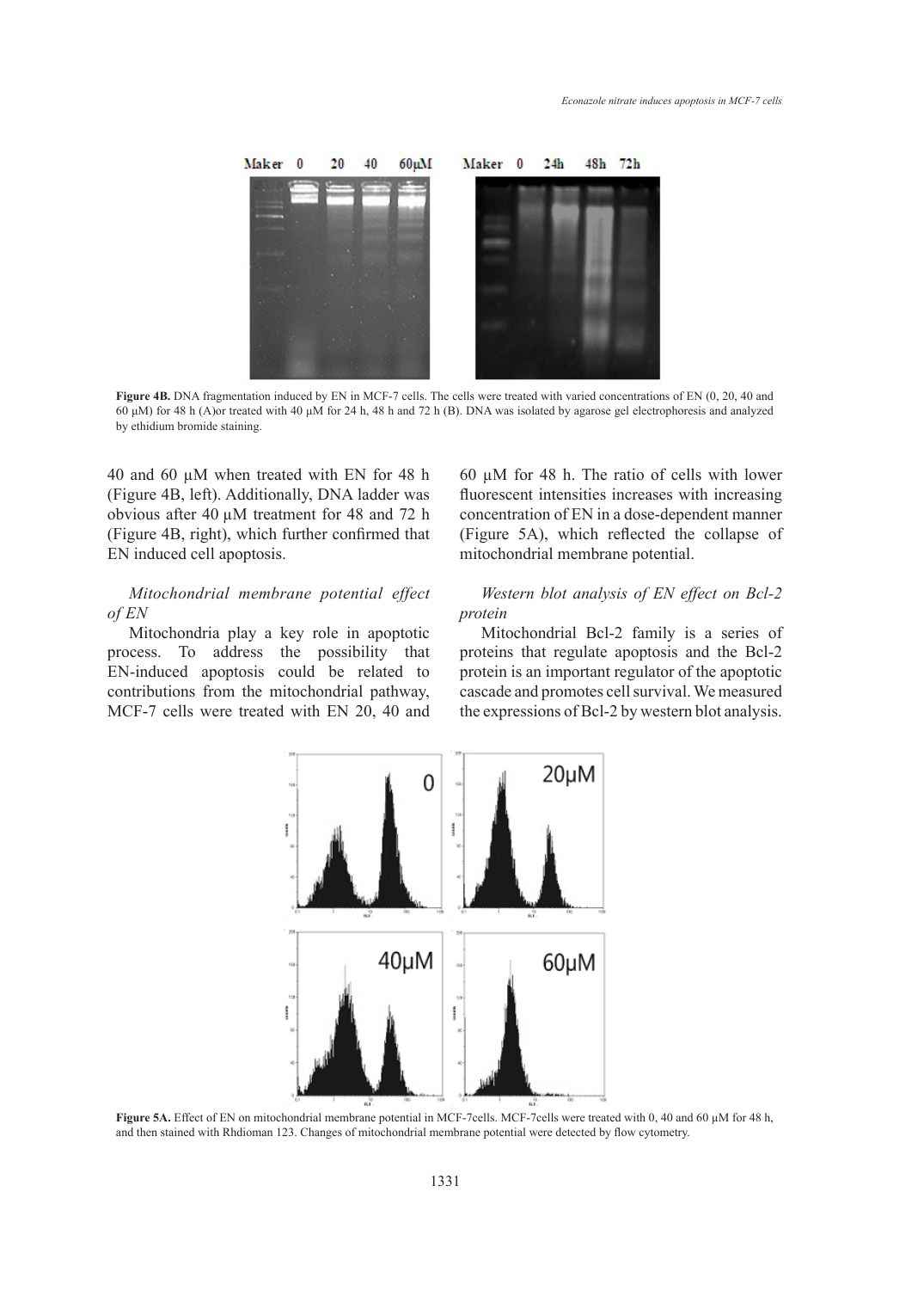Figure 4B. DNA fragmentation induced by EN in MCF-7 cells. The cells were treated with varied concentrations of EN (0, 20, 40 and 60 μM) for 48 h (A)or treated with 40 μM for 24 h, 48 h and 72 h (B). DNA was isolated by agarose gel electrophoresis and analyzed by ethidium bromide staining.

40 and 60 μM when treated with EN for 48 h (Figure 4B, left). Additionally, DNA ladder was obvious after 40 μM treatment for 48 and 72 h (Figure 4B, right), which further confirmed that EN induced cell apoptosis.

*Mitochondrial membrane potential effect of EN*

Mitochondria play a key role in apoptotic process. To address the possibility that EN-induced apoptosis could be related to contributions from the mitochondrial pathway, MCF-7 cells were treated with EN 20, 40 and 60 μM for 48 h. The ratio of cells with lower fluorescent intensities increases with increasing concentration of EN in a dose-dependent manner (Figure 5A), which reflected the collapse of mitochondrial membrane potential.

*Western blot analysis of EN effect on Bcl-2 protein*

Mitochondrial Bcl-2 family is a series of proteins that regulate apoptosis and the Bcl-2 protein is an important regulator of the apoptotic cascade and promotes cell survival. We measured the expressions of Bcl-2 by western blot analysis.

Figure 5A. Effect of EN on mitochondrial membrane potential in MCF-7cells. MCF-7cells were treated with 0, 40 and 60 μM for 48 h, and then stained with Rhdioman 123. Changes of mitochondrial membrane potential were detected by flow cytometry.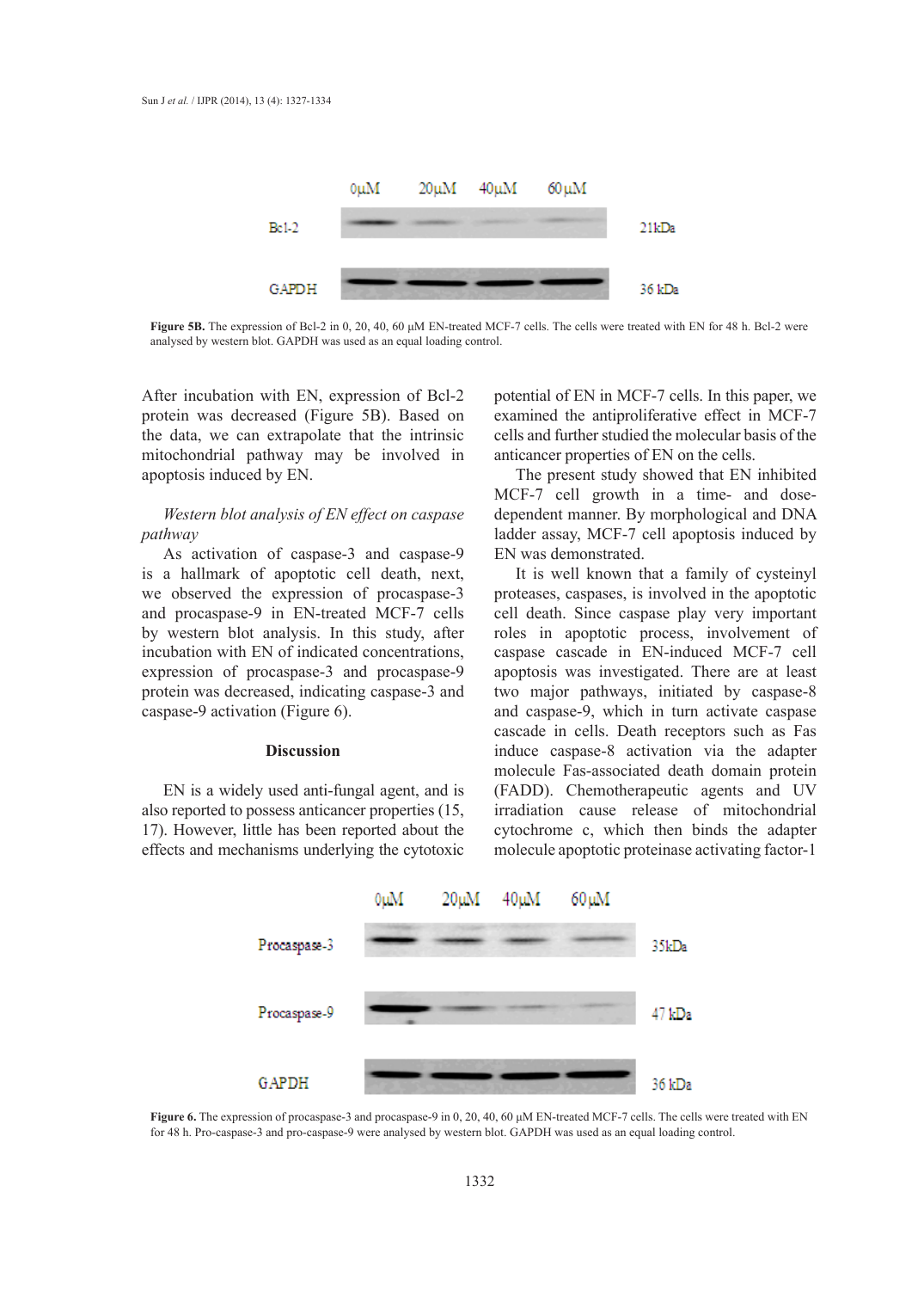Figure 5B. The expression of Bcl-2 in 0, 20, 40, 60 μM EN-treated MCF-7 cells. The cells were treated with EN for 48 h. Bcl-2 were analysed by western blot. GAPDH was used as an equal loading control.

After incubation with EN, expression of Bcl-2 protein was decreased (Figure 5B). Based on the data, we can extrapolate that the intrinsic mitochondrial pathway may be involved in apoptosis induced by EN.

*Western blot analysis of EN effect on caspase pathway*

As activation of caspase-3 and caspase-9 is a hallmark of apoptotic cell death, next, we observed the expression of procaspase-3 and procaspase-9 in EN-treated MCF-7 cells by western blot analysis. In this study, after incubation with EN of indicated concentrations, expression of procaspase-3 and procaspase-9 protein was decreased, indicating caspase-3 and caspase-9 activation (Figure 6).

## Discussion

EN is a widely used anti-fungal agent, and is also reported to possess anticancer properties (15, 17). However, little has been reported about the effects and mechanisms underlying the cytotoxic potential of EN in MCF-7 cells. In this paper, we examined the antiproliferative effect in MCF-7 cells and further studied the molecular basis of the anticancer properties of EN on the cells.

The present study showed that EN inhibited MCF-7 cell growth in a time- and dose-dependent manner. By morphological and DNA ladder assay, MCF-7 cell apoptosis induced by EN was demonstrated.

It is well known that a family of cysteinyl proteases, caspases, is involved in the apoptotic cell death. Since caspase play very important roles in apoptotic process, involvement of caspase cascade in EN-induced MCF-7 cell apoptosis was investigated. There are at least two major pathways, initiated by caspase-8 and caspase-9, which in turn activate caspase cascade in cells. Death receptors such as Fas induce caspase-8 activation via the adapter molecule Fas-associated death domain protein (FADD). Chemotherapeutic agents and UV irradiation cause release of mitochondrial cytochrome c, which then binds the adapter molecule apoptotic proteinase activating factor-1

Figure 6. The expression of procaspase-3 and procaspase-9 in 0, 20, 40, 60 μM EN-treated MCF-7 cells. The cells were treated with EN for 48 h. Pro-caspase-3 and pro-caspase-9 were analysed by western blot. GAPDH was used as an equal loading control.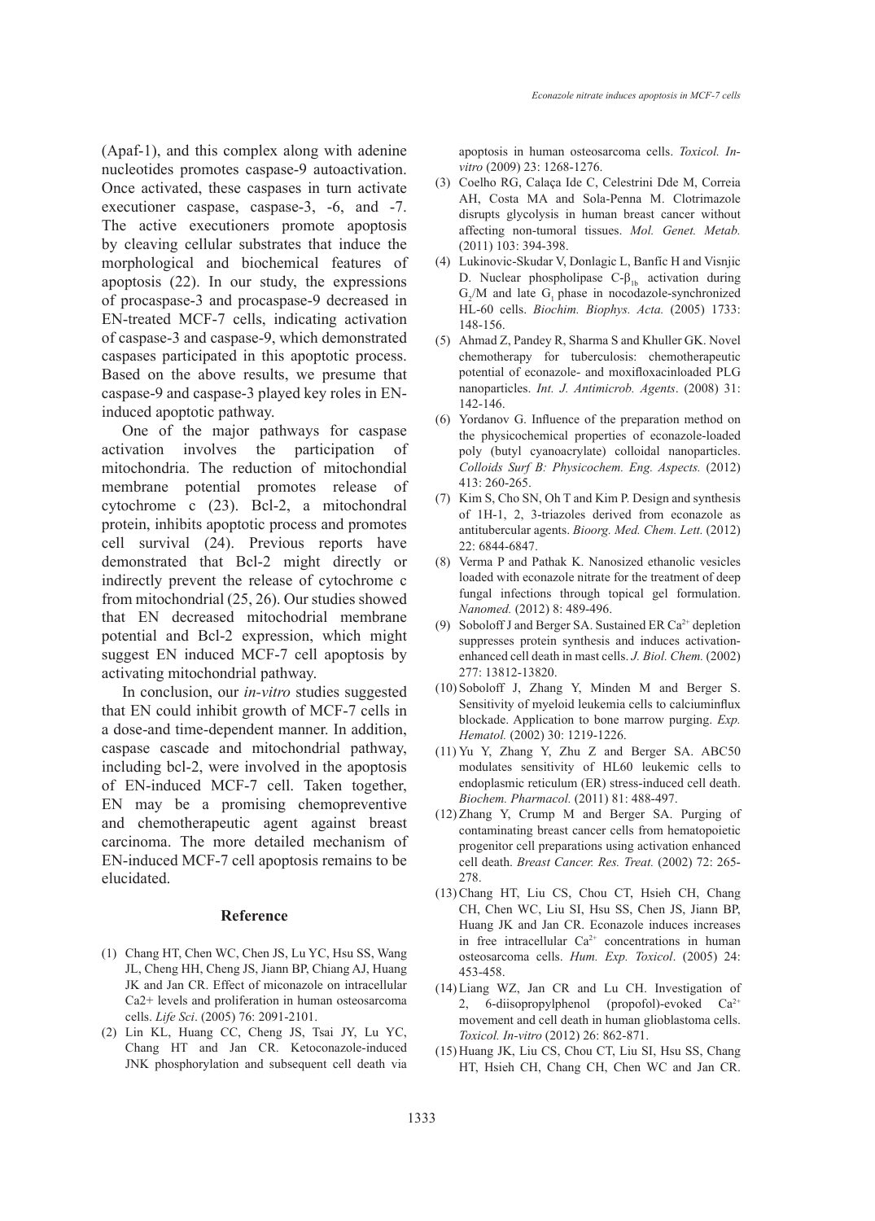(Apaf-1), and this complex along with adenine nucleotides promotes caspase-9 autoactivation. Once activated, these caspases in turn activate executioner caspase, caspase-3, -6, and -7. The active executioners promote apoptosis by cleaving cellular substrates that induce the morphological and biochemical features of apoptosis (22). In our study, the expressions of procaspase-3 and procaspase-9 decreased in EN-treated MCF-7 cells, indicating activation of caspase-3 and caspase-9, which demonstrated caspases participated in this apoptotic process. Based on the above results, we presume that caspase-9 and caspase-3 played key roles in EN-induced apoptotic pathway.

One of the major pathways for caspase activation involves the participation of mitochondria. The reduction of mitochondial membrane potential promotes release of cytochrome c (23). Bcl-2, a mitochondral protein, inhibits apoptotic process and promotes cell survival (24). Previous reports have demonstrated that Bcl-2 might directly or indirectly prevent the release of cytochrome c from mitochondrial (25, 26). Our studies showed that EN decreased mitochodrial membrane potential and Bcl-2 expression, which might suggest EN induced MCF-7 cell apoptosis by activating mitochondrial pathway.

In conclusion, our *in-vitro* studies suggested that EN could inhibit growth of MCF-7 cells in a dose-and time-dependent manner. In addition, caspase cascade and mitochondrial pathway, including bcl-2, were involved in the apoptosis of EN-induced MCF-7 cell. Taken together, EN may be a promising chemopreventive and chemotherapeutic agent against breast carcinoma. The more detailed mechanism of EN-induced MCF-7 cell apoptosis remains to be elucidated.

## Reference

(1) Chang HT, Chen WC, Chen JS, Lu YC, Hsu SS, Wang JL, Cheng HH, Cheng JS, Jiann BP, Chiang AJ, Huang JK and Jan CR. Effect of miconazole on intracellular Ca2+ levels and proliferation in human osteosarcoma cells. *Life Sci*. (2005) 76: 2091-2101.

(2) Lin KL, Huang CC, Cheng JS, Tsai JY, Lu YC, Chang HT and Jan CR. Ketoconazole-induced JNK phosphorylation and subsequent cell death via apoptosis in human osteosarcoma cells. *Toxicol. In-vitro* (2009) 23: 1268-1276.

(3) Coelho RG, Calaça Ide C, Celestrini Dde M, Correia AH, Costa MA and Sola-Penna M. Clotrimazole disrupts glycolysis in human breast cancer without affecting non-tumoral tissues. *Mol. Genet. Metab.* (2011) 103: 394-398.

(4) Lukinovic-Skudar V, Donlagic L, Banfic H and Visnjic D. Nuclear phospholipase C-$\beta_{1b}$ activation during $G_2$/M and late $G_1$ phase in nocodazole-synchronized HL-60 cells. *Biochim. Biophys. Acta.* (2005) 1733: 148-156.

(5) Ahmad Z, Pandey R, Sharma S and Khuller GK. Novel chemotherapy for tuberculosis: chemotherapeutic potential of econazole- and moxifloxacinloaded PLG nanoparticles. *Int. J. Antimicrob. Agents*. (2008) 31: 142-146.

(6) Yordanov G. Influence of the preparation method on the physicochemical properties of econazole-loaded poly (butyl cyanoacrylate) colloidal nanoparticles. *Colloids Surf B: Physicochem. Eng. Aspects.* (2012) 413: 260-265.

(7) Kim S, Cho SN, Oh T and Kim P. Design and synthesis of 1H-1, 2, 3-triazoles derived from econazole as antitubercular agents. *Bioorg. Med. Chem. Lett.* (2012) 22: 6844-6847.

(8) Verma P and Pathak K. Nanosized ethanolic vesicles loaded with econazole nitrate for the treatment of deep fungal infections through topical gel formulation. *Nanomed.* (2012) 8: 489-496.

(9) Soboloff J and Berger SA. Sustained ER $Ca^{2+}$ depletion suppresses protein synthesis and induces activation-enhanced cell death in mast cells. *J. Biol. Chem.* (2002) 277: 13812-13820.

(10) Soboloff J, Zhang Y, Minden M and Berger S. Sensitivity of myeloid leukemia cells to calciuminflux blockade. Application to bone marrow purging. *Exp. Hematol.* (2002) 30: 1219-1226.

(11) Yu Y, Zhang Y, Zhu Z and Berger SA. ABC50 modulates sensitivity of HL60 leukemic cells to endoplasmic reticulum (ER) stress-induced cell death. *Biochem. Pharmacol.* (2011) 81: 488-497.

(12) Zhang Y, Crump M and Berger SA. Purging of contaminating breast cancer cells from hematopoietic progenitor cell preparations using activation enhanced cell death. *Breast Cancer. Res. Treat.* (2002) 72: 265-278.

(13) Chang HT, Liu CS, Chou CT, Hsieh CH, Chang CH, Chen WC, Liu SI, Hsu SS, Chen JS, Jiann BP, Huang JK and Jan CR. Econazole induces increases in free intracellular $Ca^{2+}$ concentrations in human osteosarcoma cells. *Hum. Exp. Toxicol*. (2005) 24: 453-458.

(14) Liang WZ, Jan CR and Lu CH. Investigation of 2, 6-diisopropylphenol (propofol)-evoked $Ca^{2+}$ movement and cell death in human glioblastoma cells. *Toxicol. In-vitro* (2012) 26: 862-871.

(15) Huang JK, Liu CS, Chou CT, Liu SI, Hsu SS, Chang HT, Hsieh CH, Chang CH, Chen WC and Jan CR.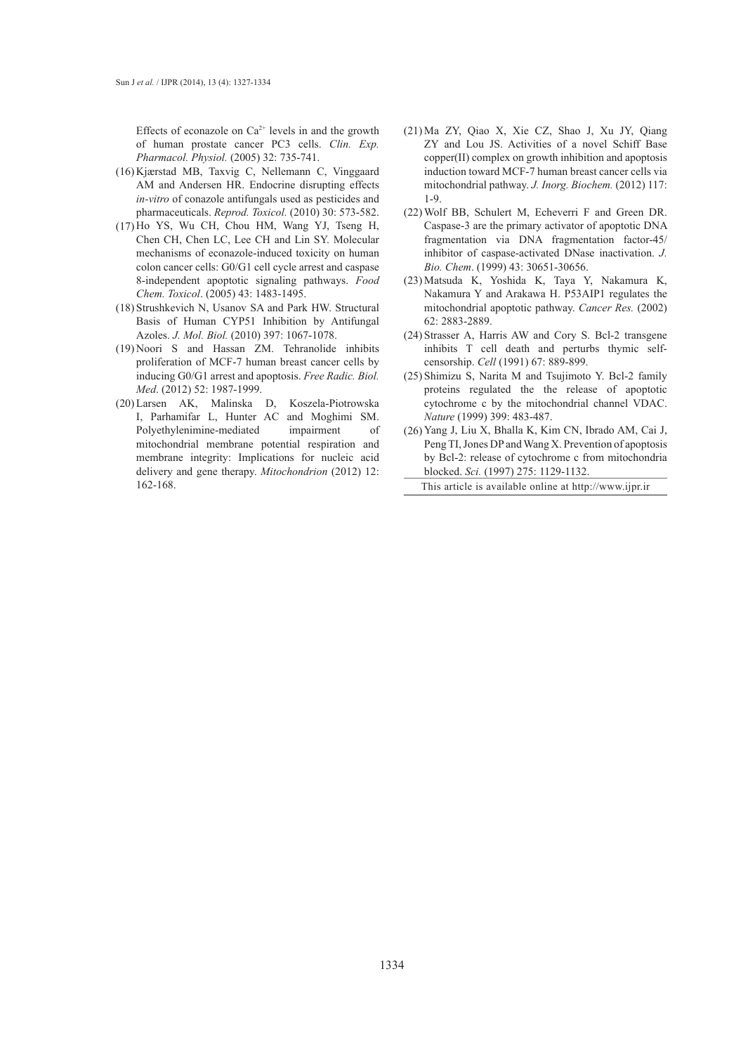Effects of econazole on $Ca^{2+}$ levels in and the growth of human prostate cancer PC3 cells. *Clin. Exp. Pharmacol. Physiol.* (2005) 32: 735-741.

(16) Kjærstad MB, Taxvig C, Nellemann C, Vinggaard AM and Andersen HR. Endocrine disrupting effects *in-vitro* of conazole antifungals used as pesticides and pharmaceuticals. *Reprod. Toxicol.* (2010) 30: 573-582.

(17) Ho YS, Wu CH, Chou HM, Wang YJ, Tseng H, Chen CH, Chen LC, Lee CH and Lin SY. Molecular mechanisms of econazole-induced toxicity on human colon cancer cells: G0/G1 cell cycle arrest and caspase 8-independent apoptotic signaling pathways. *Food Chem. Toxicol*. (2005) 43: 1483-1495.

(18) Strushkevich N, Usanov SA and Park HW. Structural Basis of Human CYP51 Inhibition by Antifungal Azoles. *J. Mol. Biol.* (2010) 397: 1067-1078.

(19) Noori S and Hassan ZM. Tehranolide inhibits proliferation of MCF-7 human breast cancer cells by inducing G0/G1 arrest and apoptosis. *Free Radic. Biol. Med*. (2012) 52: 1987-1999.

(20) Larsen AK, Malinska D, Koszela-Piotrowska I, Parhamifar L, Hunter AC and Moghimi SM. Polyethylenimine-mediated impairment of mitochondrial membrane potential respiration and membrane integrity: Implications for nucleic acid delivery and gene therapy. *Mitochondrion* (2012) 12: 162-168.

(21) Ma ZY, Qiao X, Xie CZ, Shao J, Xu JY, Qiang ZY and Lou JS. Activities of a novel Schiff Base copper(II) complex on growth inhibition and apoptosis induction toward MCF-7 human breast cancer cells via mitochondrial pathway. *J. Inorg. Biochem.* (2012) 117: 1-9.

(22) Wolf BB, Schulert M, Echeverri F and Green DR. Caspase-3 are the primary activator of apoptotic DNA fragmentation via DNA fragmentation factor-45/ inhibitor of caspase-activated DNase inactivation. *J. Bio. Chem*. (1999) 43: 30651-30656.

(23) Matsuda K, Yoshida K, Taya Y, Nakamura K, Nakamura Y and Arakawa H. P53AIP1 regulates the mitochondrial apoptotic pathway. *Cancer Res.* (2002) 62: 2883-2889.

(24) Strasser A, Harris AW and Cory S. Bcl-2 transgene inhibits T cell death and perturbs thymic self-censorship. *Cell* (1991) 67: 889-899.

(25) Shimizu S, Narita M and Tsujimoto Y. Bcl-2 family proteins regulated the the release of apoptotic cytochrome c by the mitochondrial channel VDAC. *Nature* (1999) 399: 483-487.

(26) Yang J, Liu X, Bhalla K, Kim CN, Ibrado AM, Cai J, Peng TI, Jones DP and Wang X. Prevention of apoptosis by Bcl-2: release of cytochrome c from mitochondria blocked. *Sci.* (1997) 275: 1129-1132.

This article is available online at http://www.ijpr.ir